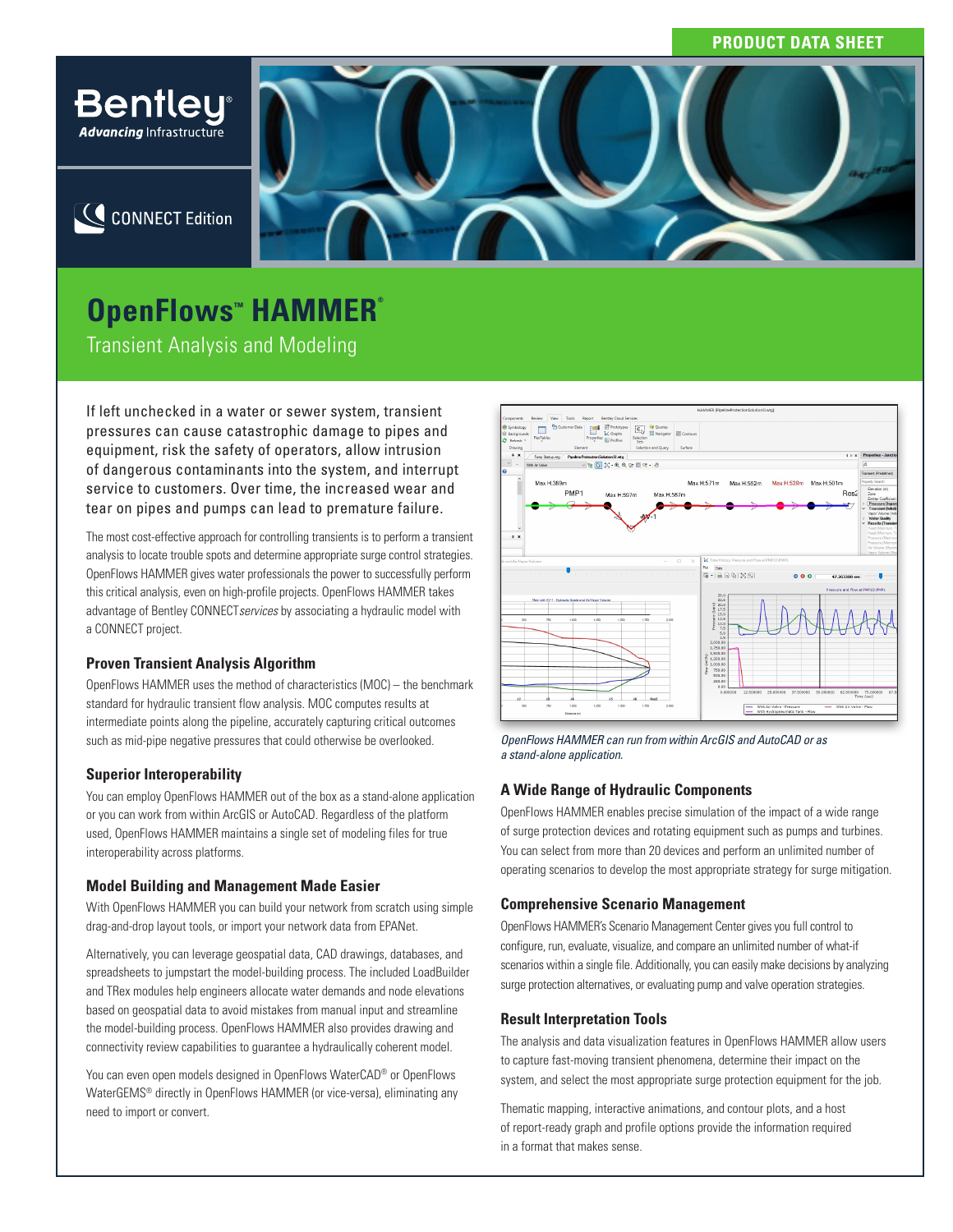PRODUCT DATA SHEET

# OpenFlows™ HAMMER®

## Transient Analysis and Modeling

If left unchecked in a water or sewer system, transient pressures can cause catastrophic damage to pipes and equipment, risk the safety of operators, allow intrusion of dangerous contaminants into the system, and interrupt service to customers. Over time, the increased wear and tear on pipes and pumps can lead to premature failure.

The most cost-effective approach for controlling transients is to perform a transient analysis to locate trouble spots and determine appropriate surge control strategies. OpenFlows HAMMER gives water professionals the power to successfully perform this critical analysis, even on high-profile projects. OpenFlows HAMMER takes advantage of Bentley CONNECT*services* by associating a hydraulic model with a CONNECT project.

### Proven Transient Analysis Algorithm

OpenFlows HAMMER uses the method of characteristics (MOC) – the benchmark standard for hydraulic transient flow analysis. MOC computes results at intermediate points along the pipeline, accurately capturing critical outcomes such as mid-pipe negative pressures that could otherwise be overlooked.

### Superior Interoperability

You can employ OpenFlows HAMMER out of the box as a stand-alone application or you can work from within ArcGIS or AutoCAD. Regardless of the platform used, OpenFlows HAMMER maintains a single set of modeling files for true interoperability across platforms.

### Model Building and Management Made Easier

With OpenFlows HAMMER you can build your network from scratch using simple drag-and-drop layout tools, or import your network data from EPANet.

Alternatively, you can leverage geospatial data, CAD drawings, databases, and spreadsheets to jumpstart the model-building process. The included LoadBuilder and TRex modules help engineers allocate water demands and node elevations based on geospatial data to avoid mistakes from manual input and streamline the model-building process. OpenFlows HAMMER also provides drawing and connectivity review capabilities to guarantee a hydraulically coherent model.

You can even open models designed in OpenFlows WaterCAD® or OpenFlows WaterGEMS® directly in OpenFlows HAMMER (or vice-versa), eliminating any need to import or convert.

*OpenFlows HAMMER can run from within ArcGIS and AutoCAD or as a stand-alone application.*

### A Wide Range of Hydraulic Components

OpenFlows HAMMER enables precise simulation of the impact of a wide range of surge protection devices and rotating equipment such as pumps and turbines. You can select from more than 20 devices and perform an unlimited number of operating scenarios to develop the most appropriate strategy for surge mitigation.

### Comprehensive Scenario Management

OpenFlows HAMMER's Scenario Management Center gives you full control to configure, run, evaluate, visualize, and compare an unlimited number of what-if scenarios within a single file. Additionally, you can easily make decisions by analyzing surge protection alternatives, or evaluating pump and valve operation strategies.

### Result Interpretation Tools

The analysis and data visualization features in OpenFlows HAMMER allow users to capture fast-moving transient phenomena, determine their impact on the system, and select the most appropriate surge protection equipment for the job.

Thematic mapping, interactive animations, and contour plots, and a host of report-ready graph and profile options provide the information required in a format that makes sense.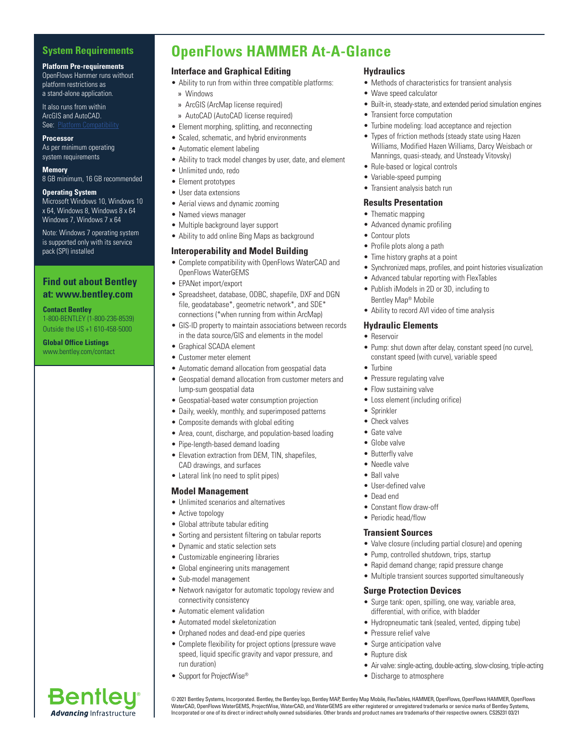## System Requirements

**Platform Pre-requirements**
OpenFlows Hammer runs without platform restrictions as a stand-alone application.

It also runs from within ArcGIS and AutoCAD. See: Platform Compatibility

**Processor**
As per minimum operating system requirements

**Memory**
8 GB minimum, 16 GB recommended

**Operating System**
Microsoft Windows 10, Windows 10 x 64, Windows 8, Windows 8 x 64 Windows 7, Windows 7 x 64

Note: Windows 7 operating system is supported only with its service pack (SPI) installed

## Find out about Bentley at: www.bentley.com

**Contact Bentley**
1-800-BENTLEY (1-800-236-8539)
Outside the US +1 610-458-5000

**Global Office Listings**
www.bentley.com/contact

# OpenFlows HAMMER At-A-Glance

### Interface and Graphical Editing

- Ability to run from within three compatible platforms:
  - Windows
  - ArcGIS (ArcMap license required)
  - AutoCAD (AutoCAD license required)
- Element morphing, splitting, and reconnecting
- Scaled, schematic, and hybrid environments
- Automatic element labeling
- Ability to track model changes by user, date, and element
- Unlimited undo, redo
- Element prototypes
- User data extensions
- Aerial views and dynamic zooming
- Named views manager
- Multiple background layer support
- Ability to add online Bing Maps as background

### Interoperability and Model Building

- Complete compatibility with OpenFlows WaterCAD and OpenFlows WaterGEMS
- EPANet import/export
- Spreadsheet, database, ODBC, shapefile, DXF and DGN file, geodatabase*, geometric network*, and SDE* connections (*when running from within ArcMap)
- GIS-ID property to maintain associations between records in the data source/GIS and elements in the model
- Graphical SCADA element
- Customer meter element
- Automatic demand allocation from geospatial data
- Geospatial demand allocation from customer meters and lump-sum geospatial data
- Geospatial-based water consumption projection
- Daily, weekly, monthly, and superimposed patterns
- Composite demands with global editing
- Area, count, discharge, and population-based loading
- Pipe-length-based demand loading
- Elevation extraction from DEM, TIN, shapefiles, CAD drawings, and surfaces
- Lateral link (no need to split pipes)

### Model Management

- Unlimited scenarios and alternatives
- Active topology
- Global attribute tabular editing
- Sorting and persistent filtering on tabular reports
- Dynamic and static selection sets
- Customizable engineering libraries
- Global engineering units management
- Sub-model management
- Network navigator for automatic topology review and connectivity consistency
- Automatic element validation
- Automated model skeletonization
- Orphaned nodes and dead-end pipe queries
- Complete flexibility for project options (pressure wave speed, liquid specific gravity and vapor pressure, and run duration)
- Support for ProjectWise®

### Hydraulics

- Methods of characteristics for transient analysis
- Wave speed calculator
- Built-in, steady-state, and extended period simulation engines
- Transient force computation
- Turbine modeling: load acceptance and rejection
- Types of friction methods (steady state using Hazen Williams, Modified Hazen Williams, Darcy Weisbach or Mannings, quasi-steady, and Unsteady Vitovsky)
- Rule-based or logical controls
- Variable-speed pumping
- Transient analysis batch run

### Results Presentation

- Thematic mapping
- Advanced dynamic profiling
- Contour plots
- Profile plots along a path
- Time history graphs at a point
- Synchronized maps, profiles, and point histories visualization
- Advanced tabular reporting with FlexTables
- Publish iModels in 2D or 3D, including to Bentley Map® Mobile
- Ability to record AVI video of time analysis

### Hydraulic Elements

- Reservoir
- Pump: shut down after delay, constant speed (no curve), constant speed (with curve), variable speed
- Turbine
- Pressure regulating valve
- Flow sustaining valve
- Loss element (including orifice)
- Sprinkler
- Check valves
- Gate valve
- Globe valve
- Butterfly valve
- Needle valve
- Ball valve
- User-defined valve
- Dead end
- Constant flow draw-off
- Periodic head/flow

### Transient Sources

- Valve closure (including partial closure) and opening
- Pump, controlled shutdown, trips, startup
- Rapid demand change; rapid pressure change
- Multiple transient sources supported simultaneously

### Surge Protection Devices

- Surge tank: open, spilling, one way, variable area, differential, with orifice, with bladder
- Hydropneumatic tank (sealed, vented, dipping tube)
- Pressure relief valve
- Surge anticipation valve
- Rupture disk
- Air valve: single-acting, double-acting, slow-closing, triple-acting
- Discharge to atmosphere

Bentley® *Advancing* Infrastructure

© 2021 Bentley Systems, Incorporated. Bentley, the Bentley logo, Bentley MAP, Bentley Map Mobile, FlexTables, HAMMER, OpenFlows, OpenFlows HAMMER, OpenFlows WaterCAD, OpenFlows WaterGEMS, ProjectWise, WaterCAD, and WaterGEMS are either registered or unregistered trademarks or service marks of Bentley Systems, Incorporated or one of its direct or indirect wholly owned subsidiaries. Other brands and product names are trademarks of their respective owners. CS25231 03/21